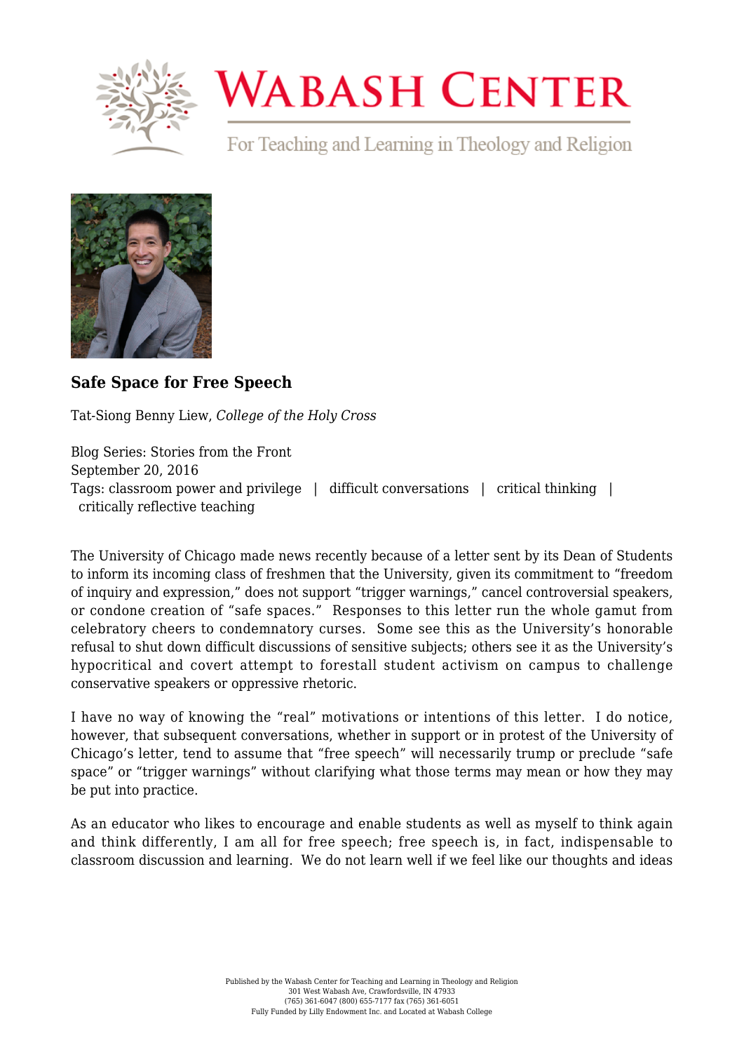# Safe Space for Free Speech

Tat-Siong Benny Liew, *College of the Holy Cross*

Blog Series: Stories from the Front
September 20, 2016
Tags: classroom power and privilege | difficult conversations | critical thinking | critically reflective teaching

The University of Chicago made news recently because of a letter sent by its Dean of Students to inform its incoming class of freshmen that the University, given its commitment to "freedom of inquiry and expression," does not support "trigger warnings," cancel controversial speakers, or condone creation of "safe spaces." Responses to this letter run the whole gamut from celebratory cheers to condemnatory curses. Some see this as the University's honorable refusal to shut down difficult discussions of sensitive subjects; others see it as the University's hypocritical and covert attempt to forestall student activism on campus to challenge conservative speakers or oppressive rhetoric.

I have no way of knowing the "real" motivations or intentions of this letter. I do notice, however, that subsequent conversations, whether in support or in protest of the University of Chicago's letter, tend to assume that "free speech" will necessarily trump or preclude "safe space" or "trigger warnings" without clarifying what those terms may mean or how they may be put into practice.

As an educator who likes to encourage and enable students as well as myself to think again and think differently, I am all for free speech; free speech is, in fact, indispensable to classroom discussion and learning. We do not learn well if we feel like our thoughts and ideas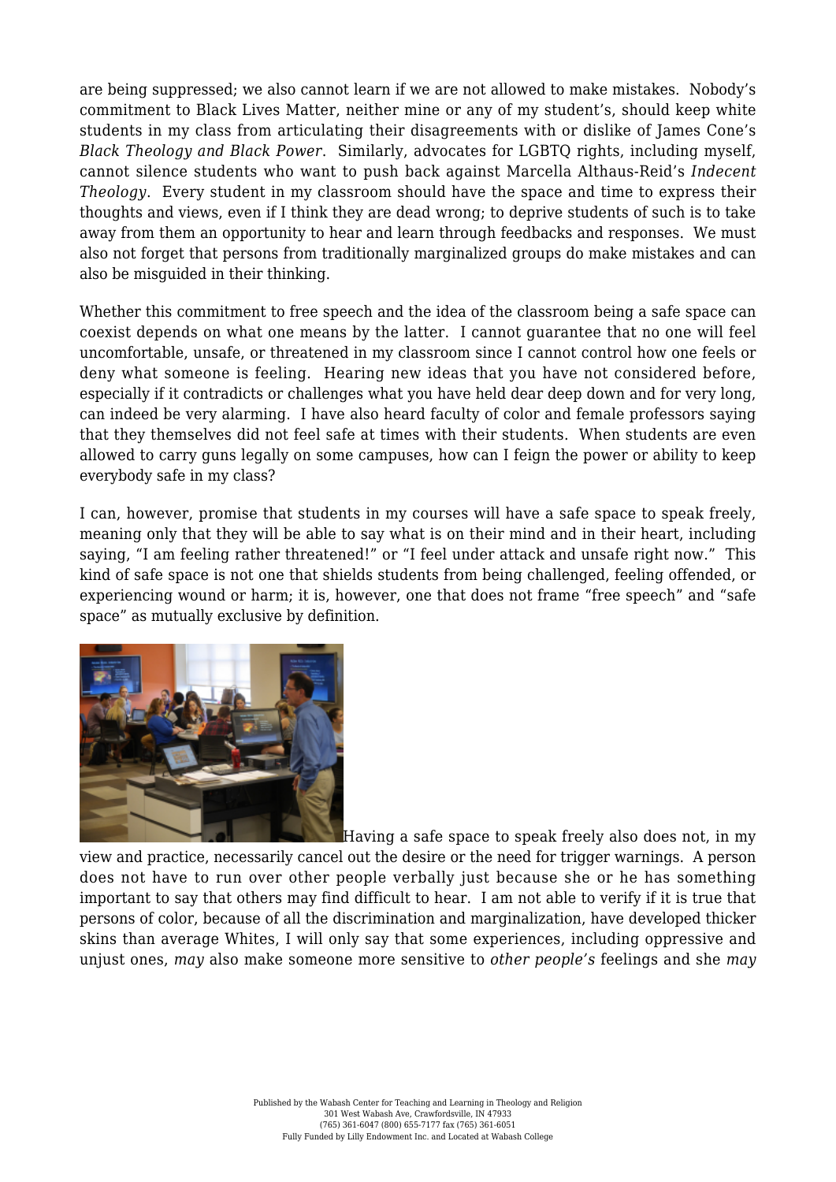are being suppressed; we also cannot learn if we are not allowed to make mistakes. Nobody's commitment to Black Lives Matter, neither mine or any of my student's, should keep white students in my class from articulating their disagreements with or dislike of James Cone's *Black Theology and Black Power*. Similarly, advocates for LGBTQ rights, including myself, cannot silence students who want to push back against Marcella Althaus-Reid's *Indecent Theology*. Every student in my classroom should have the space and time to express their thoughts and views, even if I think they are dead wrong; to deprive students of such is to take away from them an opportunity to hear and learn through feedbacks and responses. We must also not forget that persons from traditionally marginalized groups do make mistakes and can also be misguided in their thinking.

Whether this commitment to free speech and the idea of the classroom being a safe space can coexist depends on what one means by the latter. I cannot guarantee that no one will feel uncomfortable, unsafe, or threatened in my classroom since I cannot control how one feels or deny what someone is feeling. Hearing new ideas that you have not considered before, especially if it contradicts or challenges what you have held dear deep down and for very long, can indeed be very alarming. I have also heard faculty of color and female professors saying that they themselves did not feel safe at times with their students. When students are even allowed to carry guns legally on some campuses, how can I feign the power or ability to keep everybody safe in my class?

I can, however, promise that students in my courses will have a safe space to speak freely, meaning only that they will be able to say what is on their mind and in their heart, including saying, "I am feeling rather threatened!" or "I feel under attack and unsafe right now." This kind of safe space is not one that shields students from being challenged, feeling offended, or experiencing wound or harm; it is, however, one that does not frame "free speech" and "safe space" as mutually exclusive by definition.

Having a safe space to speak freely also does not, in my view and practice, necessarily cancel out the desire or the need for trigger warnings. A person does not have to run over other people verbally just because she or he has something important to say that others may find difficult to hear. I am not able to verify if it is true that persons of color, because of all the discrimination and marginalization, have developed thicker skins than average Whites, I will only say that some experiences, including oppressive and unjust ones, *may* also make someone more sensitive to *other people's* feelings and she *may*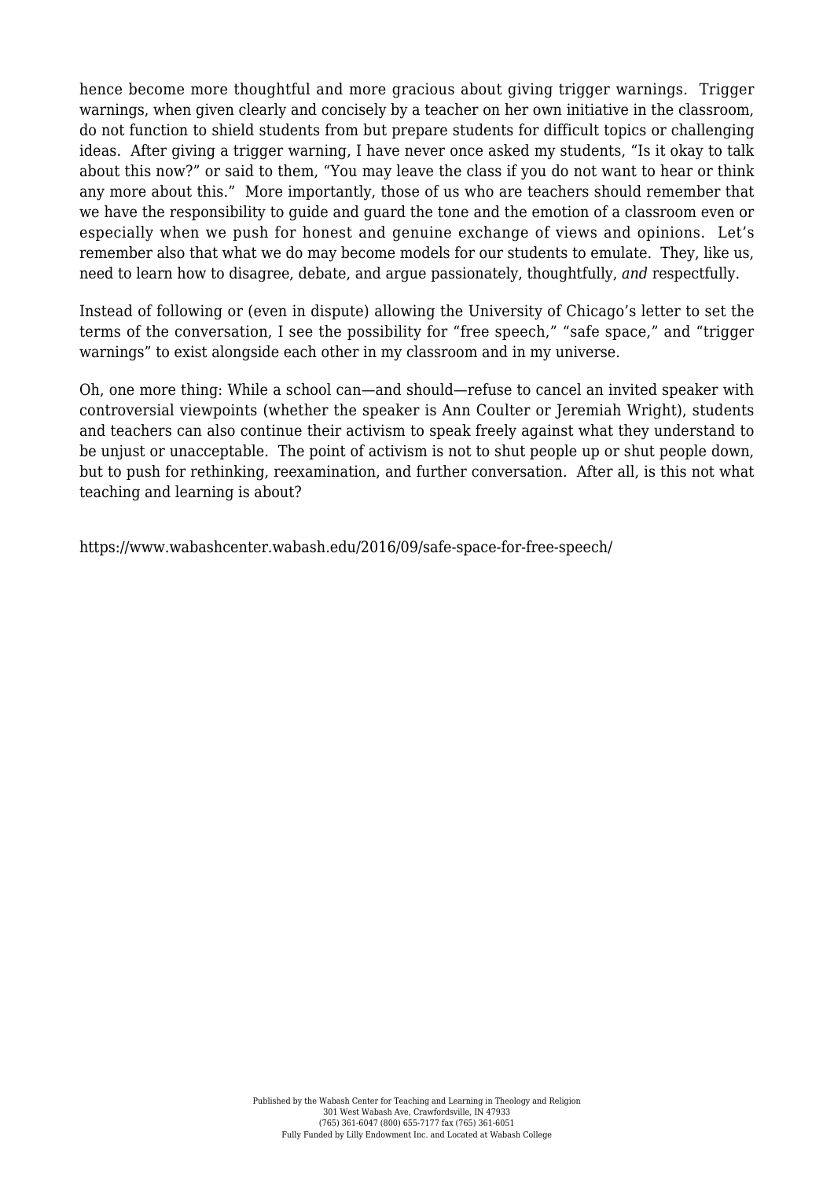hence become more thoughtful and more gracious about giving trigger warnings. Trigger warnings, when given clearly and concisely by a teacher on her own initiative in the classroom, do not function to shield students from but prepare students for difficult topics or challenging ideas. After giving a trigger warning, I have never once asked my students, "Is it okay to talk about this now?" or said to them, "You may leave the class if you do not want to hear or think any more about this." More importantly, those of us who are teachers should remember that we have the responsibility to guide and guard the tone and the emotion of a classroom even or especially when we push for honest and genuine exchange of views and opinions. Let's remember also that what we do may become models for our students to emulate. They, like us, need to learn how to disagree, debate, and argue passionately, thoughtfully, *and* respectfully.

Instead of following or (even in dispute) allowing the University of Chicago's letter to set the terms of the conversation, I see the possibility for "free speech," "safe space," and "trigger warnings" to exist alongside each other in my classroom and in my universe.

Oh, one more thing: While a school can—and should—refuse to cancel an invited speaker with controversial viewpoints (whether the speaker is Ann Coulter or Jeremiah Wright), students and teachers can also continue their activism to speak freely against what they understand to be unjust or unacceptable. The point of activism is not to shut people up or shut people down, but to push for rethinking, reexamination, and further conversation. After all, is this not what teaching and learning is about?

https://www.wabashcenter.wabash.edu/2016/09/safe-space-for-free-speech/